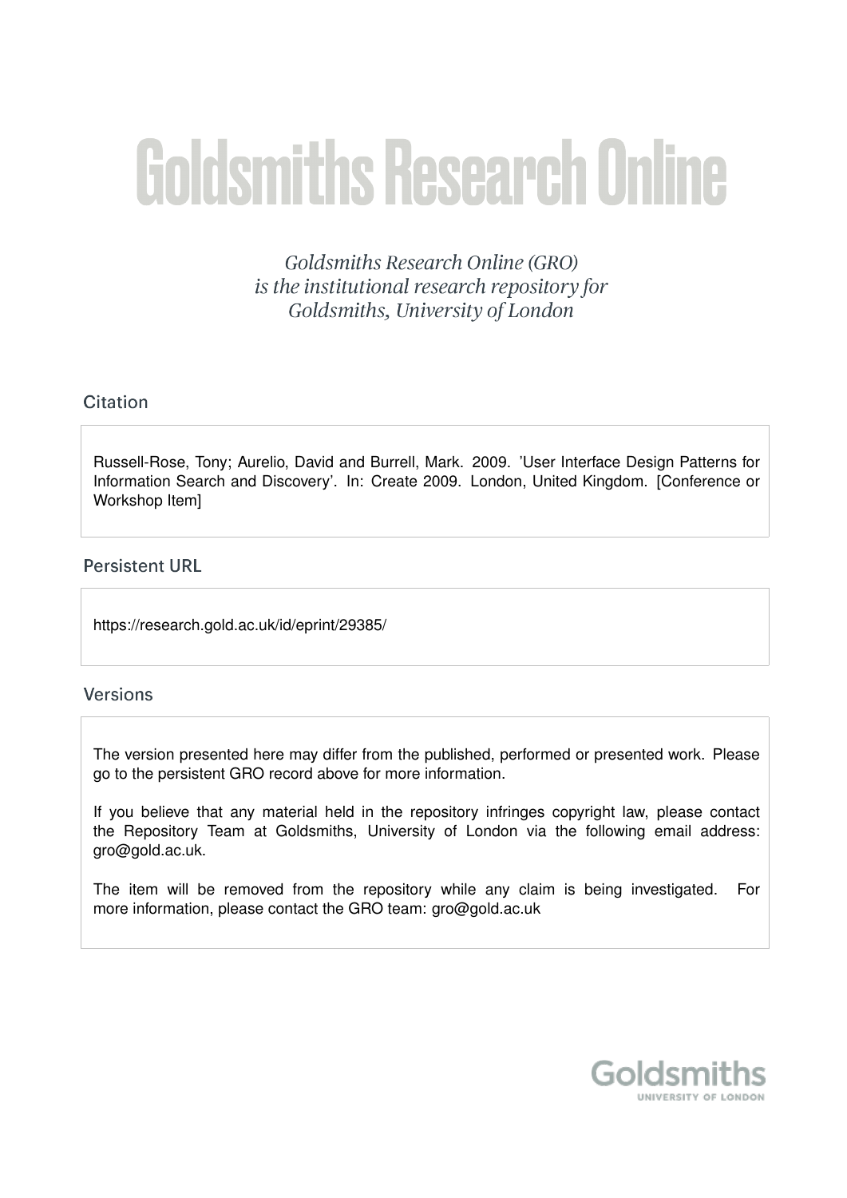# Goldsmiths Research Online

*Goldsmiths Research Online (GRO) is the institutional research repository for Goldsmiths, University of London*

## Citation

Russell-Rose, Tony; Aurelio, David and Burrell, Mark. 2009. 'User Interface Design Patterns for Information Search and Discovery'. In: Create 2009. London, United Kingdom. [Conference or Workshop Item]

## Persistent URL

https://research.gold.ac.uk/id/eprint/29385/

## Versions

The version presented here may differ from the published, performed or presented work. Please go to the persistent GRO record above for more information.

If you believe that any material held in the repository infringes copyright law, please contact the Repository Team at Goldsmiths, University of London via the following email address: gro@gold.ac.uk.

The item will be removed from the repository while any claim is being investigated. For more information, please contact the GRO team: gro@gold.ac.uk

Goldsmiths
UNIVERSITY OF LONDON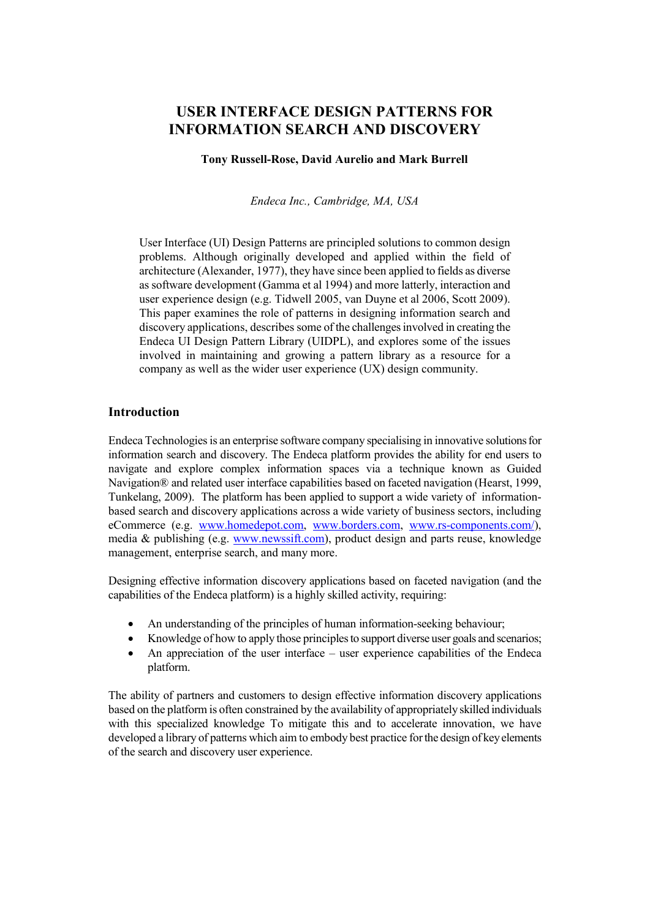# USER INTEFACE DESIGN PATTERNS FOR INFORMATION SEARCH AND DISCOVERY

**Tony Russell-Rose, David Aurelio and Mark Burrell**

*Endeca Inc., Cambridge, MA, USA*

User Interface (UI) Design Patterns are principled solutions to common design problems. Although originally developed and applied within the field of architecture (Alexander, 1977), they have since been applied to fields as diverse as software development (Gamma et al 1994) and more latterly, interaction and user experience design (e.g. Tidwell 2005, van Duyne et al 2006, Scott 2009). This paper examines the role of patterns in designing information search and discovery applications, describes some of the challenges involved in creating the Endeca UI Design Pattern Library (UIDPL), and explores some of the issues involved in maintaining and growing a pattern library as a resource for a company as well as the wider user experience (UX) design community.

## Introduction

Endeca Technologies is an enterprise software company specialising in innovative solutions for information search and discovery. The Endeca platform provides the ability for end users to navigate and explore complex information spaces via a technique known as Guided Navigation® and related user interface capabilities based on faceted navigation (Hearst, 1999, Tunkelang, 2009). The platform has been applied to support a wide variety of information-based search and discovery applications across a wide variety of business sectors, including eCommerce (e.g. www.homedepot.com, www.borders.com, www.rs-components.com/), media & publishing (e.g. www.newssift.com), product design and parts reuse, knowledge management, enterprise search, and many more.

Designing effective information discovery applications based on faceted navigation (and the capabilities of the Endeca platform) is a highly skilled activity, requiring:

- An understanding of the principles of human information-seeking behaviour;
- Knowledge of how to apply those principles to support diverse user goals and scenarios;
- An appreciation of the user interface – user experience capabilities of the Endeca platform.

The ability of partners and customers to design effective information discovery applications based on the platform is often constrained by the availability of appropriately skilled individuals with this specialized knowledge To mitigate this and to accelerate innovation, we have developed a library of patterns which aim to embody best practice for the design of key elements of the search and discovery user experience.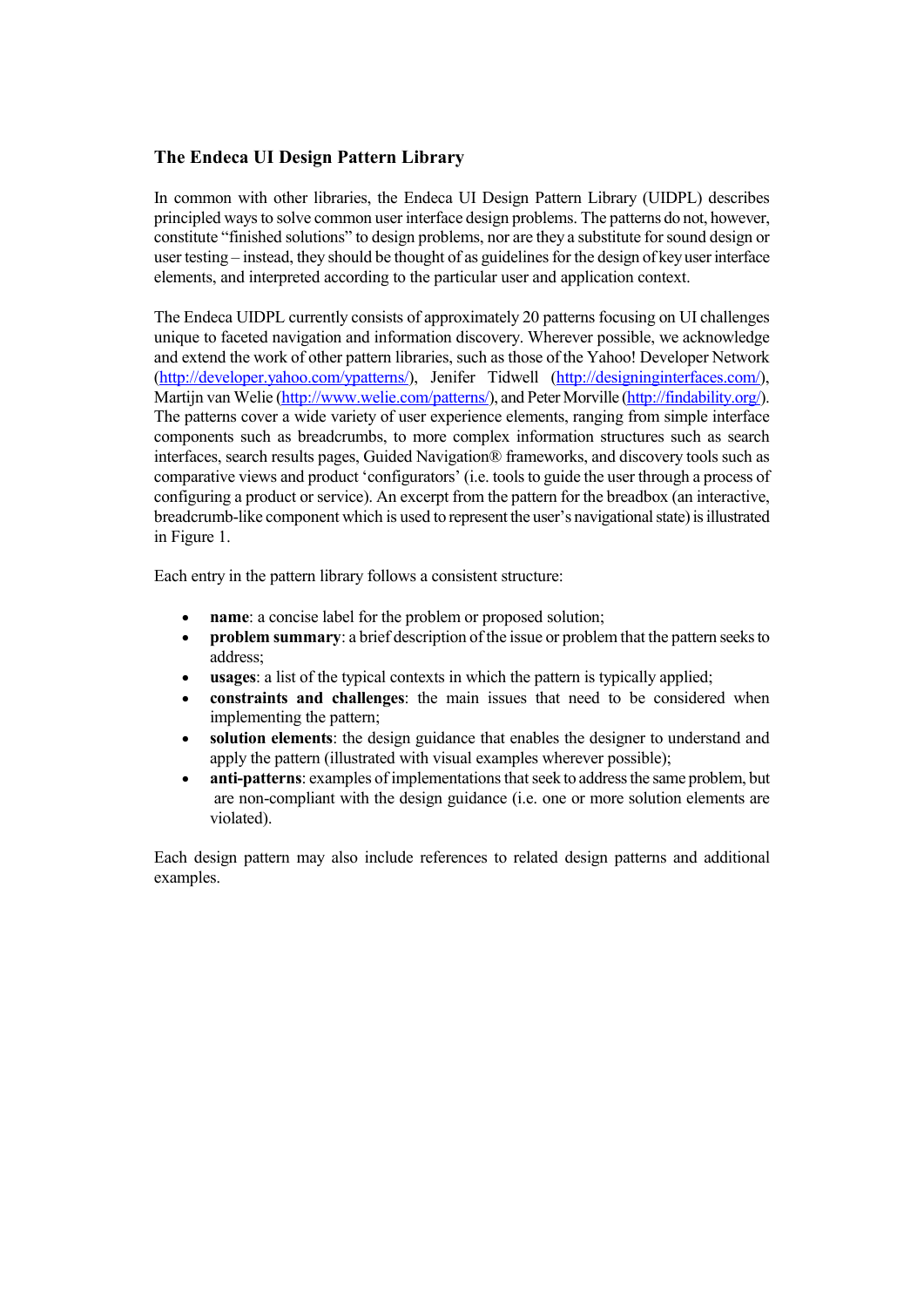## The Endeca UI Design Pattern Library

In common with other libraries, the Endeca UI Design Pattern Library (UIDPL) describes principled ways to solve common user interface design problems. The patterns do not, however, constitute "finished solutions" to design problems, nor are they a substitute for sound design or user testing – instead, they should be thought of as guidelines for the design of key user interface elements, and interpreted according to the particular user and application context.

The Endeca UIDPL currently consists of approximately 20 patterns focusing on UI challenges unique to faceted navigation and information discovery. Wherever possible, we acknowledge and extend the work of other pattern libraries, such as those of the Yahoo! Developer Network (http://developer.yahoo.com/ypatterns/), Jenifer Tidwell (http://designinginterfaces.com/), Martijn van Welie (http://www.welie.com/patterns/), and Peter Morville (http://findability.org/). The patterns cover a wide variety of user experience elements, ranging from simple interface components such as breadcrumbs, to more complex information structures such as search interfaces, search results pages, Guided Navigation® frameworks, and discovery tools such as comparative views and product 'configurators' (i.e. tools to guide the user through a process of configuring a product or service). An excerpt from the pattern for the breadbox (an interactive, breadcrumb-like component which is used to represent the user's navigational state) is illustrated in Figure 1.

Each entry in the pattern library follows a consistent structure:

- **name**: a concise label for the problem or proposed solution;
- **problem summary**: a brief description of the issue or problem that the pattern seeks to address;
- **usages**: a list of the typical contexts in which the pattern is typically applied;
- **constraints and challenges**: the main issues that need to be considered when implementing the pattern;
- **solution elements**: the design guidance that enables the designer to understand and apply the pattern (illustrated with visual examples wherever possible);
- **anti-patterns**: examples of implementations that seek to address the same problem, but are non-compliant with the design guidance (i.e. one or more solution elements are violated).

Each design pattern may also include references to related design patterns and additional examples.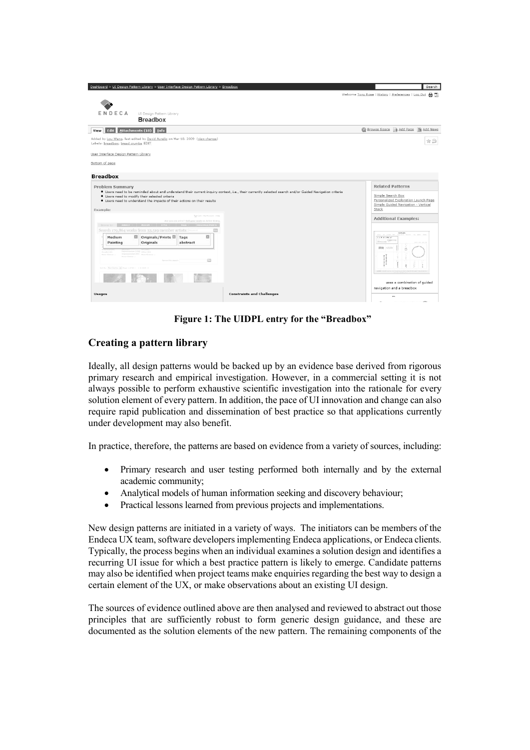**Figure 1: The UIDPL entry for the "Breadbox"**

## Creating a pattern library

Ideally, all design patterns would be backed up by an evidence base derived from rigorous primary research and empirical investigation. However, in a commercial setting it is not always possible to perform exhaustive scientific investigation into the rationale for every solution element of every pattern. In addition, the pace of UI innovation and change can also require rapid publication and dissemination of best practice so that applications currently under development may also benefit.

In practice, therefore, the patterns are based on evidence from a variety of sources, including:

- Primary research and user testing performed both internally and by the external academic community;
- Analytical models of human information seeking and discovery behaviour;
- Practical lessons learned from previous projects and implementations.

New design patterns are initiated in a variety of ways. The initiators can be members of the Endeca UX team, software developers implementing Endeca applications, or Endeca clients. Typically, the process begins when an individual examines a solution design and identifies a recurring UI issue for which a best practice pattern is likely to emerge. Candidate patterns may also be identified when project teams make enquiries regarding the best way to design a certain element of the UX, or make observations about an existing UI design.

The sources of evidence outlined above are then analysed and reviewed to abstract out those principles that are sufficiently robust to form generic design guidance, and these are documented as the solution elements of the new pattern. The remaining components of the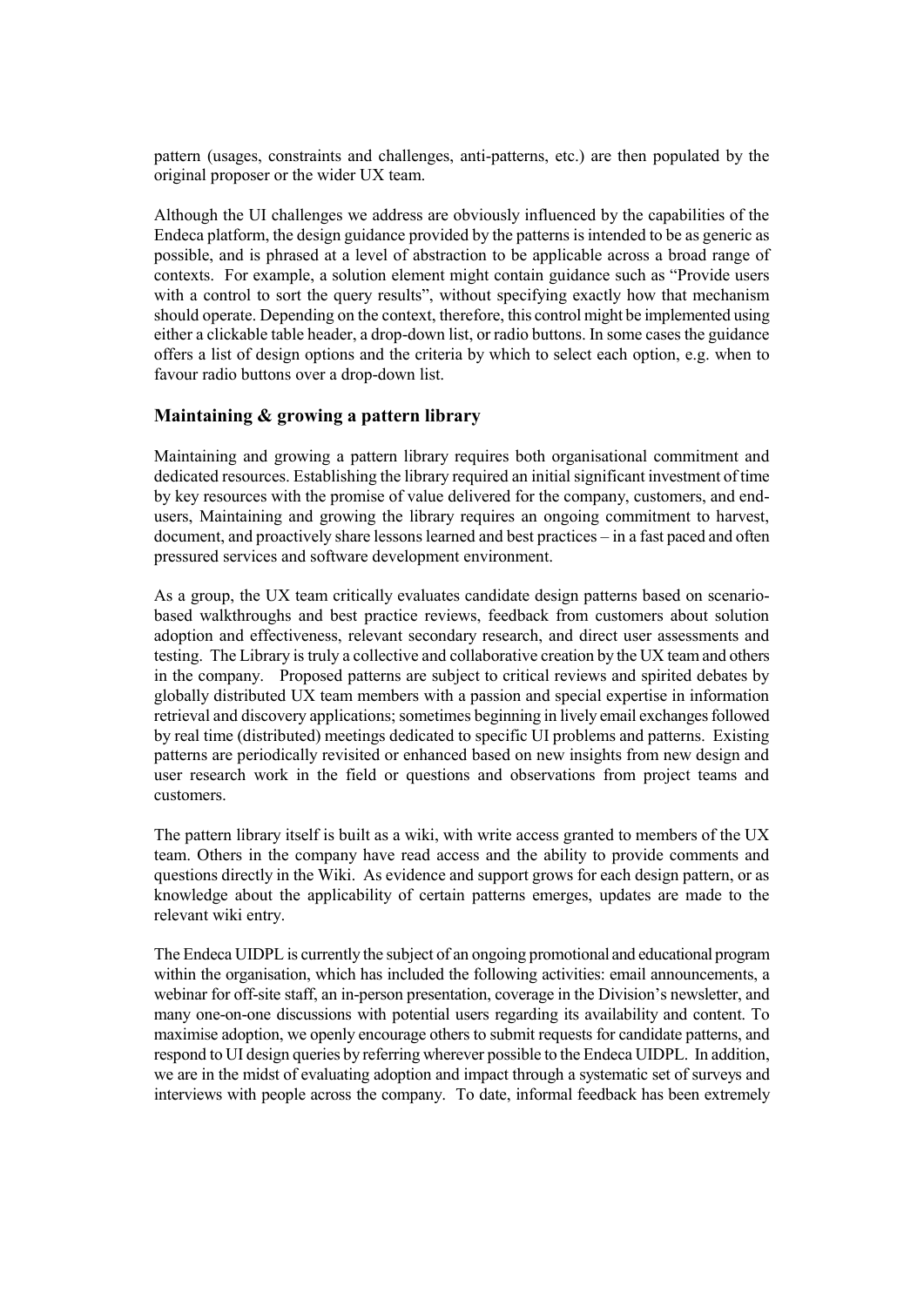pattern (usages, constraints and challenges, anti-patterns, etc.) are then populated by the original proposer or the wider UX team.

Although the UI challenges we address are obviously influenced by the capabilities of the Endeca platform, the design guidance provided by the patterns is intended to be as generic as possible, and is phrased at a level of abstraction to be applicable across a broad range of contexts. For example, a solution element might contain guidance such as "Provide users with a control to sort the query results", without specifying exactly how that mechanism should operate. Depending on the context, therefore, this control might be implemented using either a clickable table header, a drop-down list, or radio buttons. In some cases the guidance offers a list of design options and the criteria by which to select each option, e.g. when to favour radio buttons over a drop-down list.

## Maintaining & growing a pattern library

Maintaining and growing a pattern library requires both organisational commitment and dedicated resources. Establishing the library required an initial significant investment of time by key resources with the promise of value delivered for the company, customers, and end-users, Maintaining and growing the library requires an ongoing commitment to harvest, document, and proactively share lessons learned and best practices – in a fast paced and often pressured services and software development environment.

As a group, the UX team critically evaluates candidate design patterns based on scenario-based walkthroughs and best practice reviews, feedback from customers about solution adoption and effectiveness, relevant secondary research, and direct user assessments and testing. The Library is truly a collective and collaborative creation by the UX team and others in the company. Proposed patterns are subject to critical reviews and spirited debates by globally distributed UX team members with a passion and special expertise in information retrieval and discovery applications; sometimes beginning in lively email exchanges followed by real time (distributed) meetings dedicated to specific UI problems and patterns. Existing patterns are periodically revisited or enhanced based on new insights from new design and user research work in the field or questions and observations from project teams and customers.

The pattern library itself is built as a wiki, with write access granted to members of the UX team. Others in the company have read access and the ability to provide comments and questions directly in the Wiki. As evidence and support grows for each design pattern, or as knowledge about the applicability of certain patterns emerges, updates are made to the relevant wiki entry.

The Endeca UIDPL is currently the subject of an ongoing promotional and educational program within the organisation, which has included the following activities: email announcements, a webinar for off-site staff, an in-person presentation, coverage in the Division's newsletter, and many one-on-one discussions with potential users regarding its availability and content. To maximise adoption, we openly encourage others to submit requests for candidate patterns, and respond to UI design queries by referring wherever possible to the Endeca UIDPL. In addition, we are in the midst of evaluating adoption and impact through a systematic set of surveys and interviews with people across the company. To date, informal feedback has been extremely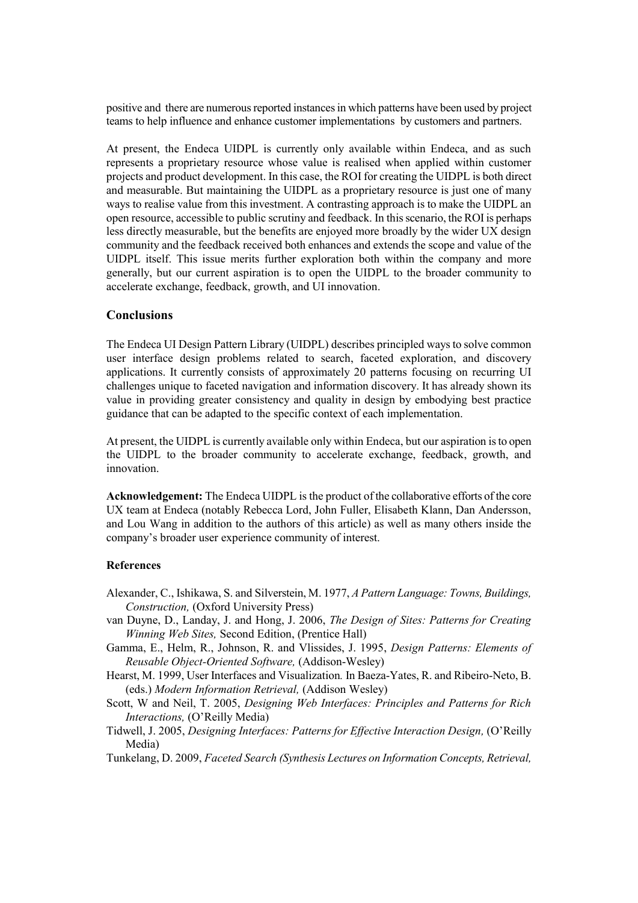positive and there are numerous reported instances in which patterns have been used by project teams to help influence and enhance customer implementations by customers and partners.

At present, the Endeca UIDPL is currently only available within Endeca, and as such represents a proprietary resource whose value is realised when applied within customer projects and product development. In this case, the ROI for creating the UIDPL is both direct and measurable. But maintaining the UIDPL as a proprietary resource is just one of many ways to realise value from this investment. A contrasting approach is to make the UIDPL an open resource, accessible to public scrutiny and feedback. In this scenario, the ROI is perhaps less directly measurable, but the benefits are enjoyed more broadly by the wider UX design community and the feedback received both enhances and extends the scope and value of the UIDPL itself. This issue merits further exploration both within the company and more generally, but our current aspiration is to open the UIDPL to the broader community to accelerate exchange, feedback, growth, and UI innovation.

## Conclusions

The Endeca UI Design Pattern Library (UIDPL) describes principled ways to solve common user interface design problems related to search, faceted exploration, and discovery applications. It currently consists of approximately 20 patterns focusing on recurring UI challenges unique to faceted navigation and information discovery. It has already shown its value in providing greater consistency and quality in design by embodying best practice guidance that can be adapted to the specific context of each implementation.

At present, the UIDPL is currently available only within Endeca, but our aspiration is to open the UIDPL to the broader community to accelerate exchange, feedback, growth, and innovation.

**Acknowledgement:** The Endeca UIDPL is the product of the collaborative efforts of the core UX team at Endeca (notably Rebecca Lord, John Fuller, Elisabeth Klann, Dan Andersson, and Lou Wang in addition to the authors of this article) as well as many others inside the company's broader user experience community of interest.

### References

Alexander, C., Ishikawa, S. and Silverstein, M. 1977, *A Pattern Language: Towns, Buildings, Construction,* (Oxford University Press)

van Duyne, D., Landay, J. and Hong, J. 2006, *The Design of Sites: Patterns for Creating Winning Web Sites,* Second Edition, (Prentice Hall)

Gamma, E., Helm, R., Johnson, R. and Vlissides, J. 1995, *Design Patterns: Elements of Reusable Object-Oriented Software,* (Addison-Wesley)

Hearst, M. 1999, User Interfaces and Visualization*.* In Baeza-Yates, R. and Ribeiro-Neto, B. (eds.) *Modern Information Retrieval,* (Addison Wesley)

Scott, W and Neil, T. 2005, *Designing Web Interfaces: Principles and Patterns for Rich Interactions,* (O'Reilly Media)

Tidwell, J. 2005, *Designing Interfaces: Patterns for Effective Interaction Design,* (O'Reilly Media)

Tunkelang, D. 2009, *Faceted Search (Synthesis Lectures on Information Concepts, Retrieval,*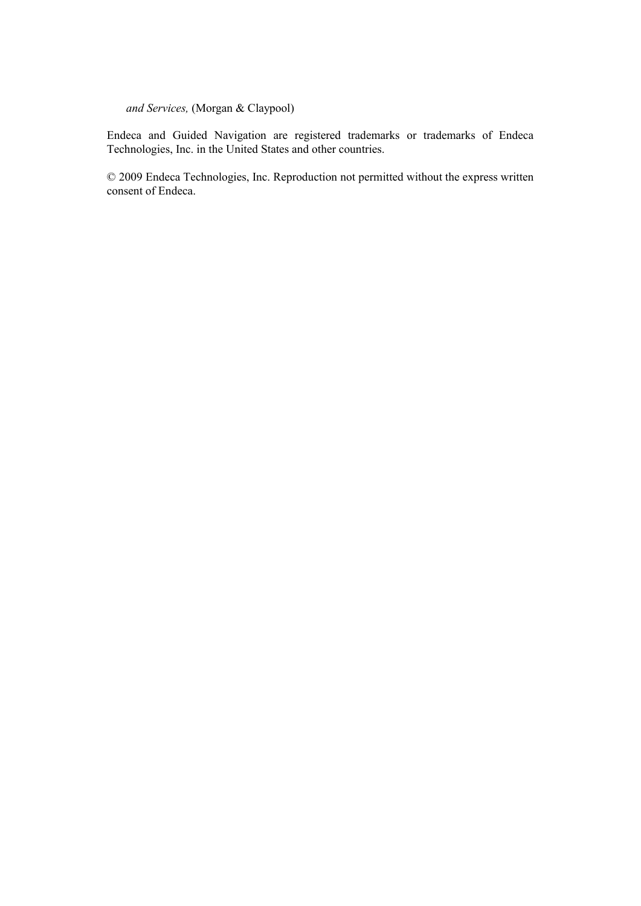*and Services,* (Morgan & Claypool)

Endeca and Guided Navigation are registered trademarks or trademarks of Endeca Technologies, Inc. in the United States and other countries.

© 2009 Endeca Technologies, Inc. Reproduction not permitted without the express written consent of Endeca.